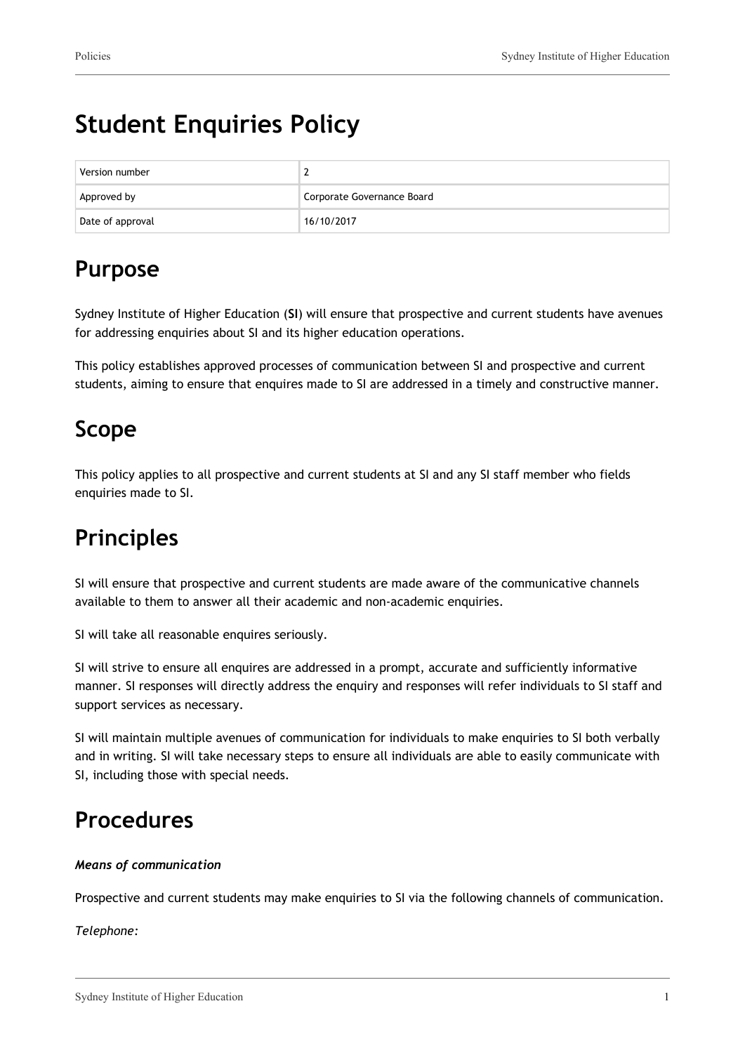# Student Enquiries Policy

| Version number | 2 |
|---|---|
| Approved by | Corporate Governance Board |
| Date of approval | 16/10/2017 |

## Purpose

Sydney Institute of Higher Education (**SI**) will ensure that prospective and current students have avenues for addressing enquiries about SI and its higher education operations.

This policy establishes approved processes of communication between SI and prospective and current students, aiming to ensure that enquires made to SI are addressed in a timely and constructive manner.

## Scope

This policy applies to all prospective and current students at SI and any SI staff member who fields enquiries made to SI.

## Principles

SI will ensure that prospective and current students are made aware of the communicative channels available to them to answer all their academic and non-academic enquiries.

SI will take all reasonable enquires seriously.

SI will strive to ensure all enquires are addressed in a prompt, accurate and sufficiently informative manner. SI responses will directly address the enquiry and responses will refer individuals to SI staff and support services as necessary.

SI will maintain multiple avenues of communication for individuals to make enquiries to SI both verbally and in writing. SI will take necessary steps to ensure all individuals are able to easily communicate with SI, including those with special needs.

## Procedures

***Means of communication***

Prospective and current students may make enquiries to SI via the following channels of communication.

*Telephone:*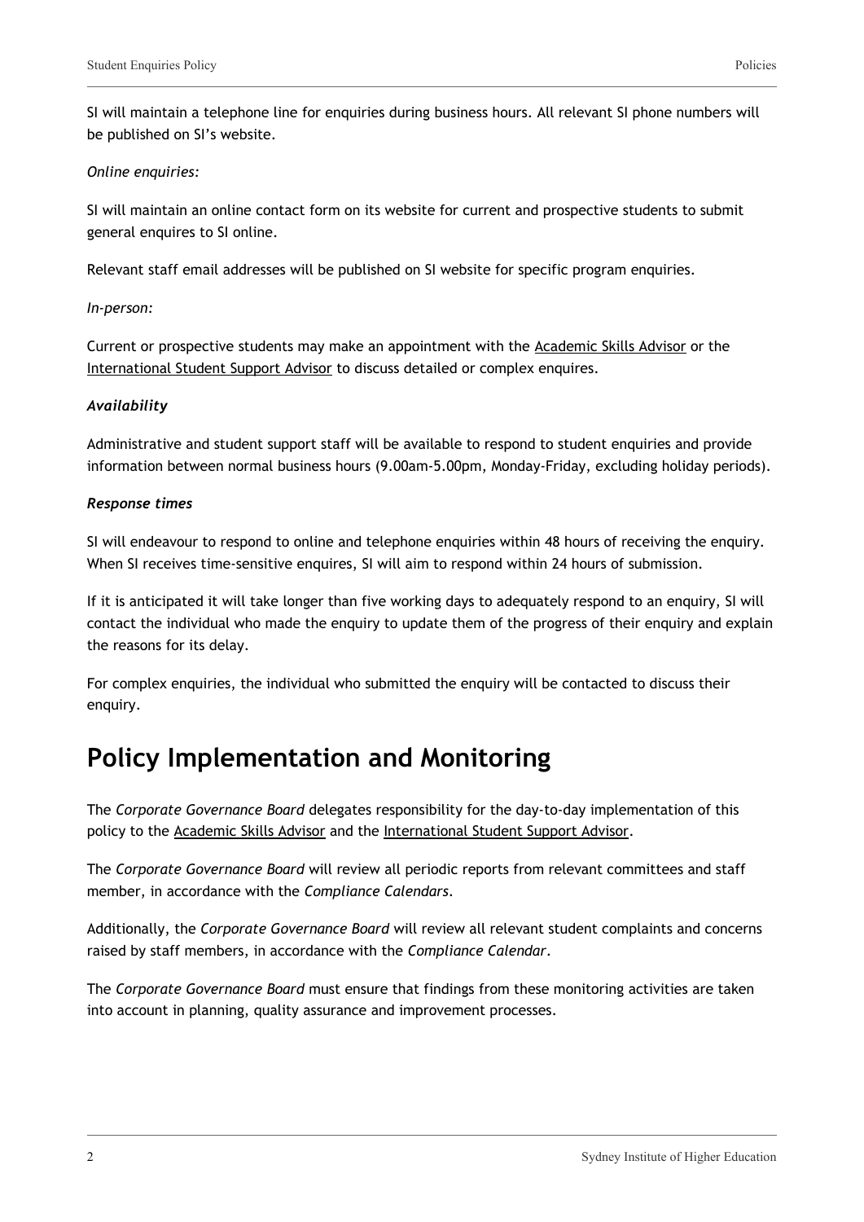SI will maintain a telephone line for enquiries during business hours. All relevant SI phone numbers will be published on SI's website.

*Online enquiries:*

SI will maintain an online contact form on its website for current and prospective students to submit general enquires to SI online.

Relevant staff email addresses will be published on SI website for specific program enquiries.

*In-person:*

Current or prospective students may make an appointment with the Academic Skills Advisor or the International Student Support Advisor to discuss detailed or complex enquires.

***Availability***

Administrative and student support staff will be available to respond to student enquiries and provide information between normal business hours (9.00am-5.00pm, Monday-Friday, excluding holiday periods).

***Response times***

SI will endeavour to respond to online and telephone enquiries within 48 hours of receiving the enquiry. When SI receives time-sensitive enquires, SI will aim to respond within 24 hours of submission.

If it is anticipated it will take longer than five working days to adequately respond to an enquiry, SI will contact the individual who made the enquiry to update them of the progress of their enquiry and explain the reasons for its delay.

For complex enquiries, the individual who submitted the enquiry will be contacted to discuss their enquiry.

# Policy Implementation and Monitoring

The *Corporate Governance Board* delegates responsibility for the day-to-day implementation of this policy to the Academic Skills Advisor and the International Student Support Advisor.

The *Corporate Governance Board* will review all periodic reports from relevant committees and staff member, in accordance with the *Compliance Calendars*.

Additionally, the *Corporate Governance Board* will review all relevant student complaints and concerns raised by staff members, in accordance with the *Compliance Calendar*.

The *Corporate Governance Board* must ensure that findings from these monitoring activities are taken into account in planning, quality assurance and improvement processes.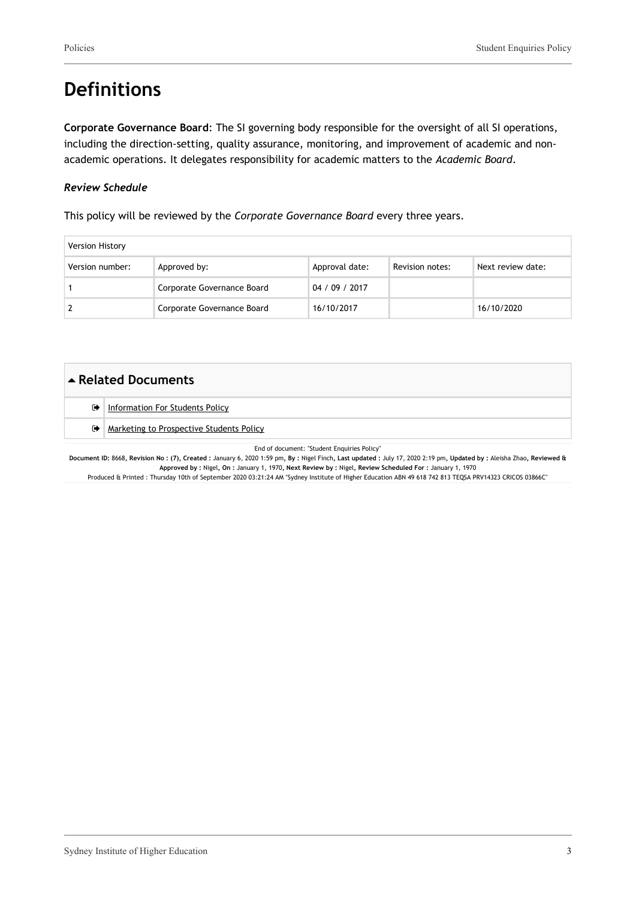# Definitions

**Corporate Governance Board**: The SI governing body responsible for the oversight of all SI operations, including the direction-setting, quality assurance, monitoring, and improvement of academic and non-academic operations. It delegates responsibility for academic matters to the *Academic Board*.

***Review Schedule***

This policy will be reviewed by the *Corporate Governance Board* every three years.

| Version History | | | | |
|---|---|---|---|---|
| Version number: | Approved by: | Approval date: | Revision notes: | Next review date: |
| 1 | Corporate Governance Board | 04 / 09 / 2017 | | |
| 2 | Corporate Governance Board | 16/10/2017 | | 16/10/2020 |

## ▲ Related Documents

| | |
|---|---|
| ➡ | Information For Students Policy |
| ➡ | Marketing to Prospective Students Policy |

End of document: "Student Enquiries Policy"

**Document ID:** 8668, **Revision No : (7), Created :** January 6, 2020 1:59 pm, **By :** Nigel Finch, **Last updated :** July 17, 2020 2:19 pm, **Updated by :** Aleisha Zhao, **Reviewed & Approved by :** Nigel, **On :** January 1, 1970, **Next Review by :** Nigel, **Review Scheduled For :** January 1, 1970

Produced & Printed : Thursday 10th of September 2020 03:21:24 AM "Sydney Institute of Higher Education ABN 49 618 742 813 TEQSA PRV14323 CRICOS 03866C"